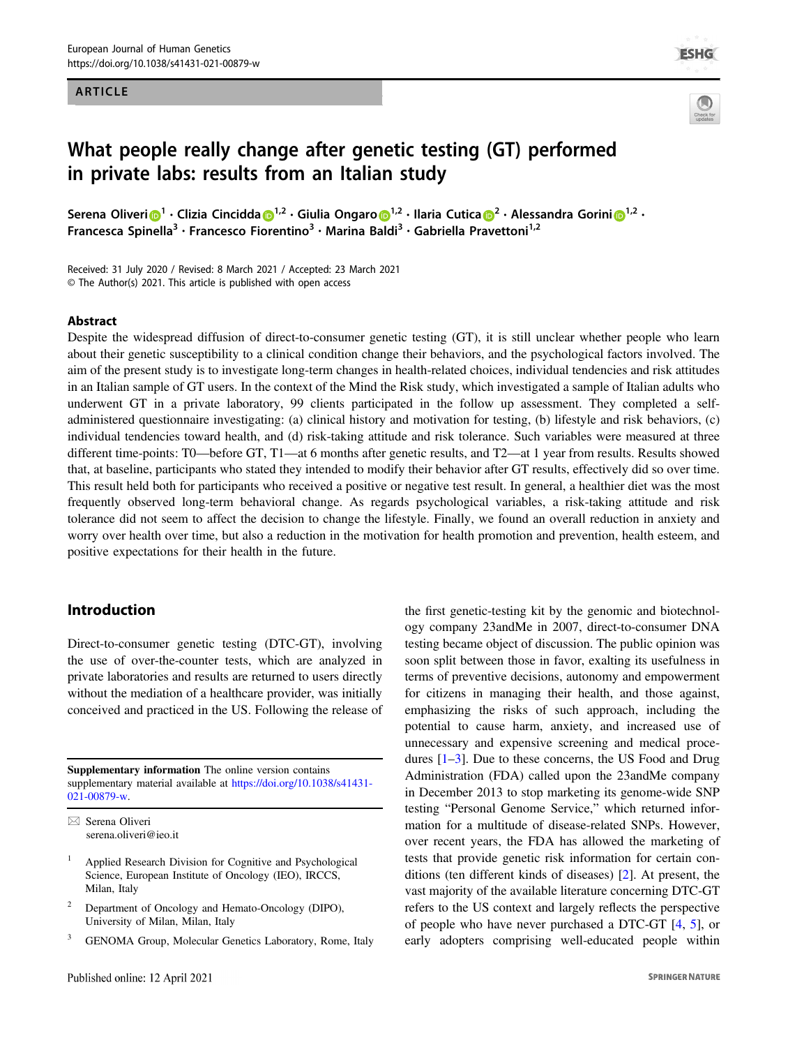ARTICLE

# What people really change after genetic testing (GT) performed in private labs: results from an Italian study

Serena Oliveri[1] · Clizia Cincidda[1,2] · Giulia Ongaro[1,2] · Ilaria Cutica[2] · Alessandra Gorini[1,2] · Francesca Spinella[3] · Francesco Fiorentino[3] · Marina Baldi[3] · Gabriella Pravettoni[1,2]

Received: 31 July 2020 / Revised: 8 March 2021 / Accepted: 23 March 2021
© The Author(s) 2021. This article is published with open access

## Abstract

Despite the widespread diffusion of direct-to-consumer genetic testing (GT), it is still unclear whether people who learn about their genetic susceptibility to a clinical condition change their behaviors, and the psychological factors involved. The aim of the present study is to investigate long-term changes in health-related choices, individual tendencies and risk attitudes in an Italian sample of GT users. In the context of the Mind the Risk study, which investigated a sample of Italian adults who underwent GT in a private laboratory, 99 clients participated in the follow up assessment. They completed a self-administered questionnaire investigating: (a) clinical history and motivation for testing, (b) lifestyle and risk behaviors, (c) individual tendencies toward health, and (d) risk-taking attitude and risk tolerance. Such variables were measured at three different time-points: T0—before GT, T1—at 6 months after genetic results, and T2—at 1 year from results. Results showed that, at baseline, participants who stated they intended to modify their behavior after GT results, effectively did so over time. This result held both for participants who received a positive or negative test result. In general, a healthier diet was the most frequently observed long-term behavioral change. As regards psychological variables, a risk-taking attitude and risk tolerance did not seem to affect the decision to change the lifestyle. Finally, we found an overall reduction in anxiety and worry over health over time, but also a reduction in the motivation for health promotion and prevention, health esteem, and positive expectations for their health in the future.

## Introduction

Direct-to-consumer genetic testing (DTC-GT), involving the use of over-the-counter tests, which are analyzed in private laboratories and results are returned to users directly without the mediation of a healthcare provider, was initially conceived and practiced in the US. Following the release of the first genetic-testing kit by the genomic and biotechnology company 23andMe in 2007, direct-to-consumer DNA testing became object of discussion. The public opinion was soon split between those in favor, exalting its usefulness in terms of preventive decisions, autonomy and empowerment for citizens in managing their health, and those against, emphasizing the risks of such approach, including the potential to cause harm, anxiety, and increased use of unnecessary and expensive screening and medical procedures [1–3]. Due to these concerns, the US Food and Drug Administration (FDA) called upon the 23andMe company in December 2013 to stop marketing its genome-wide SNP testing "Personal Genome Service," which returned information for a multitude of disease-related SNPs. However, over recent years, the FDA has allowed the marketing of tests that provide genetic risk information for certain conditions (ten different kinds of diseases) [2]. At present, the vast majority of the available literature concerning DTC-GT refers to the US context and largely reflects the perspective of people who have never purchased a DTC-GT [4, 5], or early adopters comprising well-educated people within

---

**Supplementary information** The online version contains supplementary material available at https://doi.org/10.1038/s41431-021-00879-w.

✉ Serena Oliveri
serena.oliveri@ieo.it

[1] Applied Research Division for Cognitive and Psychological Science, European Institute of Oncology (IEO), IRCCS, Milan, Italy

[2] Department of Oncology and Hemato-Oncology (DIPO), University of Milan, Milan, Italy

[3] GENOMA Group, Molecular Genetics Laboratory, Rome, Italy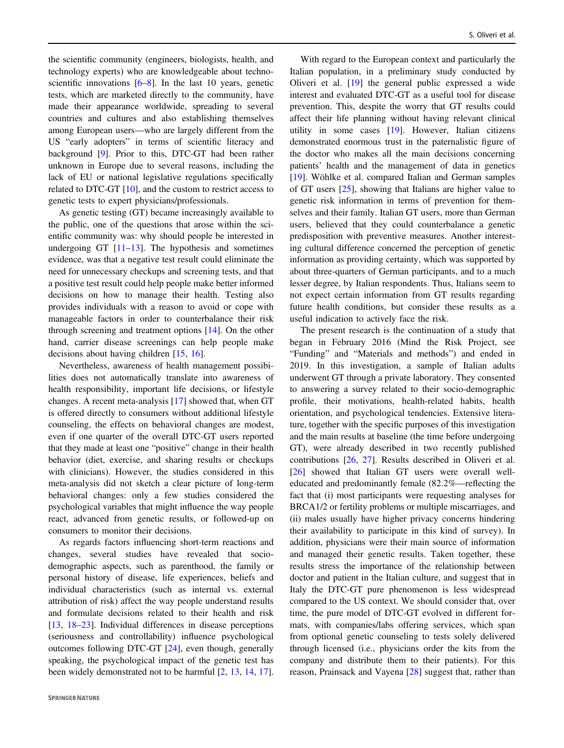the scientific community (engineers, biologists, health, and technology experts) who are knowledgeable about techno-scientific innovations [6–8]. In the last 10 years, genetic tests, which are marketed directly to the community, have made their appearance worldwide, spreading to several countries and cultures and also establishing themselves among European users—who are largely different from the US "early adopters" in terms of scientific literacy and background [9]. Prior to this, DTC-GT had been rather unknown in Europe due to several reasons, including the lack of EU or national legislative regulations specifically related to DTC-GT [10], and the custom to restrict access to genetic tests to expert physicians/professionals.

As genetic testing (GT) became increasingly available to the public, one of the questions that arose within the scientific community was: why should people be interested in undergoing GT [11–13]. The hypothesis and sometimes evidence, was that a negative test result could eliminate the need for unnecessary checkups and screening tests, and that a positive test result could help people make better informed decisions on how to manage their health. Testing also provides individuals with a reason to avoid or cope with manageable factors in order to counterbalance their risk through screening and treatment options [14]. On the other hand, carrier disease screenings can help people make decisions about having children [15, 16].

Nevertheless, awareness of health management possibilities does not automatically translate into awareness of health responsibility, important life decisions, or lifestyle changes. A recent meta-analysis [17] showed that, when GT is offered directly to consumers without additional lifestyle counseling, the effects on behavioral changes are modest, even if one quarter of the overall DTC-GT users reported that they made at least one "positive" change in their health behavior (diet, exercise, and sharing results or checkups with clinicians). However, the studies considered in this meta-analysis did not sketch a clear picture of long-term behavioral changes: only a few studies considered the psychological variables that might influence the way people react, advanced from genetic results, or followed-up on consumers to monitor their decisions.

As regards factors influencing short-term reactions and changes, several studies have revealed that socio-demographic aspects, such as parenthood, the family or personal history of disease, life experiences, beliefs and individual characteristics (such as internal vs. external attribution of risk) affect the way people understand results and formulate decisions related to their health and risk [13, 18–23]. Individual differences in disease perceptions (seriousness and controllability) influence psychological outcomes following DTC-GT [24], even though, generally speaking, the psychological impact of the genetic test has been widely demonstrated not to be harmful [2, 13, 14, 17].

With regard to the European context and particularly the Italian population, in a preliminary study conducted by Oliveri et al. [19] the general public expressed a wide interest and evaluated DTC-GT as a useful tool for disease prevention. This, despite the worry that GT results could affect their life planning without having relevant clinical utility in some cases [19]. However, Italian citizens demonstrated enormous trust in the paternalistic figure of the doctor who makes all the main decisions concerning patients' health and the management of data in genetics [19]. Wöhlke et al. compared Italian and German samples of GT users [25], showing that Italians are higher value to genetic risk information in terms of prevention for themselves and their family. Italian GT users, more than German users, believed that they could counterbalance a genetic predisposition with preventive measures. Another interesting cultural difference concerned the perception of genetic information as providing certainty, which was supported by about three-quarters of German participants, and to a much lesser degree, by Italian respondents. Thus, Italians seem to not expect certain information from GT results regarding future health conditions, but consider these results as a useful indication to actively face the risk.

The present research is the continuation of a study that began in February 2016 (Mind the Risk Project, see "Funding" and "Materials and methods") and ended in 2019. In this investigation, a sample of Italian adults underwent GT through a private laboratory. They consented to answering a survey related to their socio-demographic profile, their motivations, health-related habits, health orientation, and psychological tendencies. Extensive literature, together with the specific purposes of this investigation and the main results at baseline (the time before undergoing GT), were already described in two recently published contributions [26, 27]. Results described in Oliveri et al. [26] showed that Italian GT users were overall well-educated and predominantly female (82.2%—reflecting the fact that (i) most participants were requesting analyses for BRCA1/2 or fertility problems or multiple miscarriages, and (ii) males usually have higher privacy concerns hindering their availability to participate in this kind of survey). In addition, physicians were their main source of information and managed their genetic results. Taken together, these results stress the importance of the relationship between doctor and patient in the Italian culture, and suggest that in Italy the DTC-GT pure phenomenon is less widespread compared to the US context. We should consider that, over time, the pure model of DTC-GT evolved in different formats, with companies/labs offering services, which span from optional genetic counseling to tests solely delivered through licensed (i.e., physicians order the kits from the company and distribute them to their patients). For this reason, Prainsack and Vayena [28] suggest that, rather than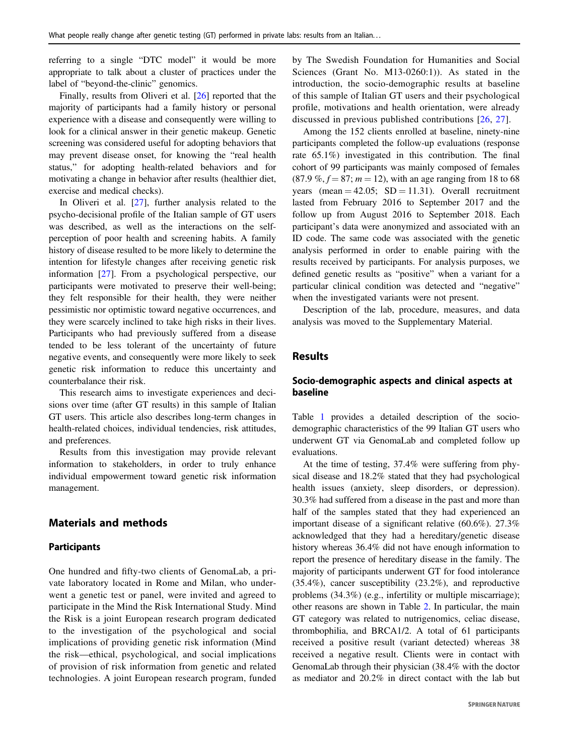referring to a single "DTC model" it would be more appropriate to talk about a cluster of practices under the label of "beyond-the-clinic" genomics.

Finally, results from Oliveri et al. [26] reported that the majority of participants had a family history or personal experience with a disease and consequently were willing to look for a clinical answer in their genetic makeup. Genetic screening was considered useful for adopting behaviors that may prevent disease onset, for knowing the "real health status," for adopting health-related behaviors and for motivating a change in behavior after results (healthier diet, exercise and medical checks).

In Oliveri et al. [27], further analysis related to the psycho-decisional profile of the Italian sample of GT users was described, as well as the interactions on the self-perception of poor health and screening habits. A family history of disease resulted to be more likely to determine the intention for lifestyle changes after receiving genetic risk information [27]. From a psychological perspective, our participants were motivated to preserve their well-being; they felt responsible for their health, they were neither pessimistic nor optimistic toward negative occurrences, and they were scarcely inclined to take high risks in their lives. Participants who had previously suffered from a disease tended to be less tolerant of the uncertainty of future negative events, and consequently were more likely to seek genetic risk information to reduce this uncertainty and counterbalance their risk.

This research aims to investigate experiences and decisions over time (after GT results) in this sample of Italian GT users. This article also describes long-term changes in health-related choices, individual tendencies, risk attitudes, and preferences.

Results from this investigation may provide relevant information to stakeholders, in order to truly enhance individual empowerment toward genetic risk information management.

## Materials and methods

### Participants

One hundred and fifty-two clients of GenomaLab, a private laboratory located in Rome and Milan, who underwent a genetic test or panel, were invited and agreed to participate in the Mind the Risk International Study. Mind the Risk is a joint European research program dedicated to the investigation of the psychological and social implications of providing genetic risk information (Mind the risk—ethical, psychological, and social implications of provision of risk information from genetic and related technologies. A joint European research program, funded by The Swedish Foundation for Humanities and Social Sciences (Grant No. M13-0260:1)). As stated in the introduction, the socio-demographic results at baseline of this sample of Italian GT users and their psychological profile, motivations and health orientation, were already discussed in previous published contributions [26, 27].

Among the 152 clients enrolled at baseline, ninety-nine participants completed the follow-up evaluations (response rate 65.1%) investigated in this contribution. The final cohort of 99 participants was mainly composed of females (87.9 %, $f = 87$; $m = 12$), with an age ranging from 18 to 68 years (mean = 42.05; SD = 11.31). Overall recruitment lasted from February 2016 to September 2017 and the follow up from August 2016 to September 2018. Each participant's data were anonymized and associated with an ID code. The same code was associated with the genetic analysis performed in order to enable pairing with the results received by participants. For analysis purposes, we defined genetic results as "positive" when a variant for a particular clinical condition was detected and "negative" when the investigated variants were not present.

Description of the lab, procedure, measures, and data analysis was moved to the Supplementary Material.

## Results

### Socio-demographic aspects and clinical aspects at baseline

Table 1 provides a detailed description of the socio-demographic characteristics of the 99 Italian GT users who underwent GT via GenomaLab and completed follow up evaluations.

At the time of testing, 37.4% were suffering from physical disease and 18.2% stated that they had psychological health issues (anxiety, sleep disorders, or depression). 30.3% had suffered from a disease in the past and more than half of the samples stated that they had experienced an important disease of a significant relative (60.6%). 27.3% acknowledged that they had a hereditary/genetic disease history whereas 36.4% did not have enough information to report the presence of hereditary disease in the family. The majority of participants underwent GT for food intolerance (35.4%), cancer susceptibility (23.2%), and reproductive problems (34.3%) (e.g., infertility or multiple miscarriage); other reasons are shown in Table 2. In particular, the main GT category was related to nutrigenomics, celiac disease, thrombophilia, and BRCA1/2. A total of 61 participants received a positive result (variant detected) whereas 38 received a negative result. Clients were in contact with GenomaLab through their physician (38.4% with the doctor as mediator and 20.2% in direct contact with the lab but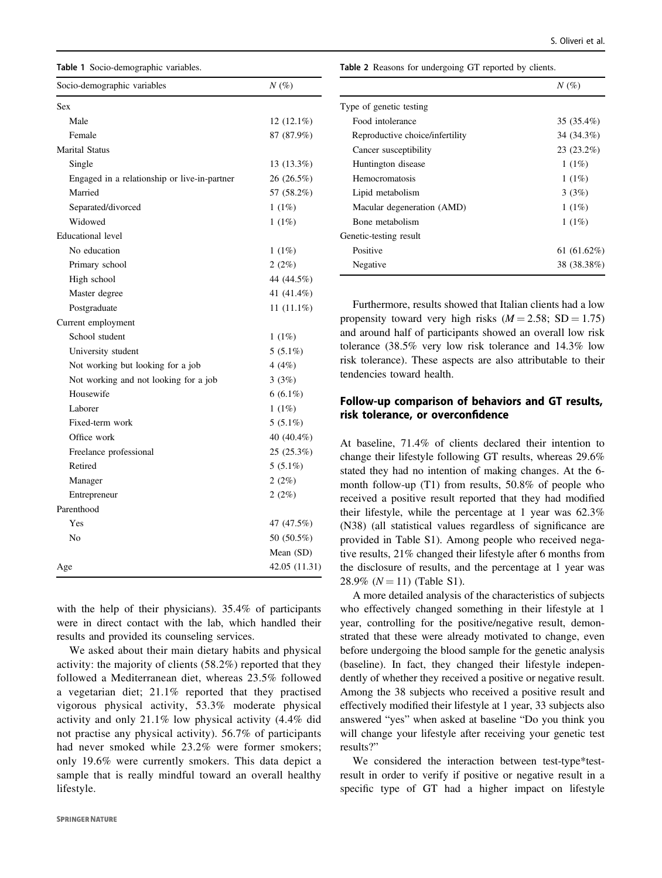**Table 1** Socio-demographic variables.

| Socio-demographic variables | N (%) |
|---|---|
| Sex | |
| Male | 12 (12.1%) |
| Female | 87 (87.9%) |
| Marital Status | |
| Single | 13 (13.3%) |
| Engaged in a relationship or live-in-partner | 26 (26.5%) |
| Married | 57 (58.2%) |
| Separated/divorced | 1 (1%) |
| Widowed | 1 (1%) |
| Educational level | |
| No education | 1 (1%) |
| Primary school | 2 (2%) |
| High school | 44 (44.5%) |
| Master degree | 41 (41.4%) |
| Postgraduate | 11 (11.1%) |
| Current employment | |
| School student | 1 (1%) |
| University student | 5 (5.1%) |
| Not working but looking for a job | 4 (4%) |
| Not working and not looking for a job | 3 (3%) |
| Housewife | 6 (6.1%) |
| Laborer | 1 (1%) |
| Fixed-term work | 5 (5.1%) |
| Office work | 40 (40.4%) |
| Freelance professional | 25 (25.3%) |
| Retired | 5 (5.1%) |
| Manager | 2 (2%) |
| Entrepreneur | 2 (2%) |
| Parenthood | |
| Yes | 47 (47.5%) |
| No | 50 (50.5%) |
| | Mean (SD) |
| Age | 42.05 (11.31) |

with the help of their physicians). 35.4% of participants were in direct contact with the lab, which handled their results and provided its counseling services.

We asked about their main dietary habits and physical activity: the majority of clients (58.2%) reported that they followed a Mediterranean diet, whereas 23.5% followed a vegetarian diet; 21.1% reported that they practised vigorous physical activity, 53.3% moderate physical activity and only 21.1% low physical activity (4.4% did not practise any physical activity). 56.7% of participants had never smoked while 23.2% were former smokers; only 19.6% were currently smokers. This data depict a sample that is really mindful toward an overall healthy lifestyle.

**Table 2** Reasons for undergoing GT reported by clients.

| | N (%) |
|---|---|
| Type of genetic testing | |
| Food intolerance | 35 (35.4%) |
| Reproductive choice/infertility | 34 (34.3%) |
| Cancer susceptibility | 23 (23.2%) |
| Huntington disease | 1 (1%) |
| Hemocromatosis | 1 (1%) |
| Lipid metabolism | 3 (3%) |
| Macular degeneration (AMD) | 1 (1%) |
| Bone metabolism | 1 (1%) |
| Genetic-testing result | |
| Positive | 61 (61.62%) |
| Negative | 38 (38.38%) |

Furthermore, results showed that Italian clients had a low propensity toward very high risks ($M = 2.58$; $SD = 1.75$) and around half of participants showed an overall low risk tolerance (38.5% very low risk tolerance and 14.3% low risk tolerance). These aspects are also attributable to their tendencies toward health.

## Follow-up comparison of behaviors and GT results, risk tolerance, or overconfidence

At baseline, 71.4% of clients declared their intention to change their lifestyle following GT results, whereas 29.6% stated they had no intention of making changes. At the 6-month follow-up (T1) from results, 50.8% of people who received a positive result reported that they had modified their lifestyle, while the percentage at 1 year was 62.3% (N38) (all statistical values regardless of significance are provided in Table S1). Among people who received negative results, 21% changed their lifestyle after 6 months from the disclosure of results, and the percentage at 1 year was 28.9% ($N = 11$) (Table S1).

A more detailed analysis of the characteristics of subjects who effectively changed something in their lifestyle at 1 year, controlling for the positive/negative result, demonstrated that these were already motivated to change, even before undergoing the blood sample for the genetic analysis (baseline). In fact, they changed their lifestyle independently of whether they received a positive or negative result. Among the 38 subjects who received a positive result and effectively modified their lifestyle at 1 year, 33 subjects also answered "yes" when asked at baseline "Do you think you will change your lifestyle after receiving your genetic test results?"

We considered the interaction between test-type*test-result in order to verify if positive or negative result in a specific type of GT had a higher impact on lifestyle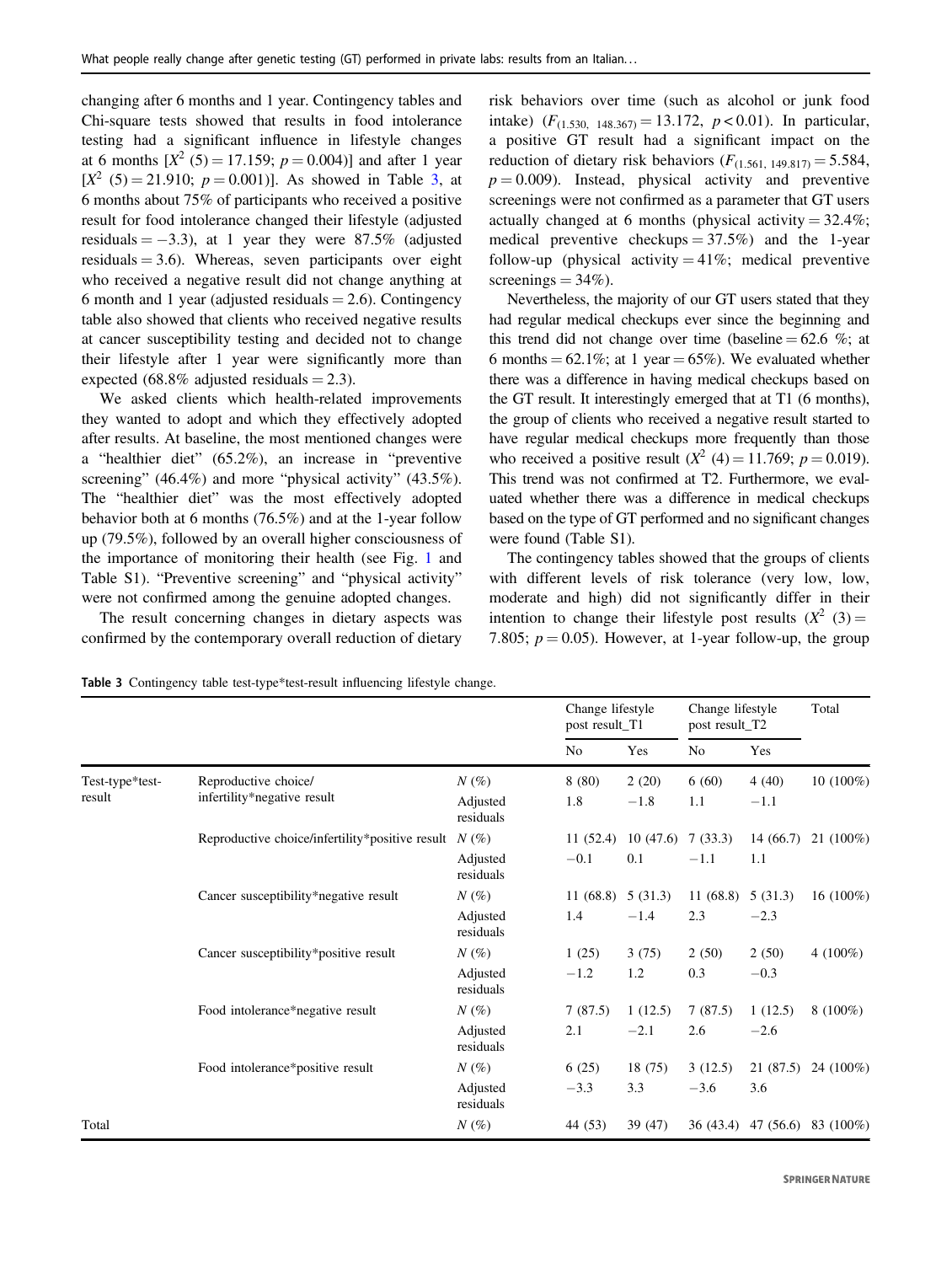changing after 6 months and 1 year. Contingency tables and Chi-square tests showed that results in food intolerance testing had a significant influence in lifestyle changes at 6 months [$X^2$ (5) = 17.159; $p = 0.004$)] and after 1 year [$X^2$ (5) = 21.910; $p = 0.001$)]. As showed in Table 3, at 6 months about 75% of participants who received a positive result for food intolerance changed their lifestyle (adjusted residuals = −3.3), at 1 year they were 87.5% (adjusted residuals = 3.6). Whereas, seven participants over eight who received a negative result did not change anything at 6 month and 1 year (adjusted residuals = 2.6). Contingency table also showed that clients who received negative results at cancer susceptibility testing and decided not to change their lifestyle after 1 year were significantly more than expected (68.8% adjusted residuals = 2.3).

We asked clients which health-related improvements they wanted to adopt and which they effectively adopted after results. At baseline, the most mentioned changes were a "healthier diet" (65.2%), an increase in "preventive screening" (46.4%) and more "physical activity" (43.5%). The "healthier diet" was the most effectively adopted behavior both at 6 months (76.5%) and at the 1-year follow up (79.5%), followed by an overall higher consciousness of the importance of monitoring their health (see Fig. 1 and Table S1). "Preventive screening" and "physical activity" were not confirmed among the genuine adopted changes.

The result concerning changes in dietary aspects was confirmed by the contemporary overall reduction of dietary risk behaviors over time (such as alcohol or junk food intake) ($F_{(1.530,\ 148.367)} = 13.172$, $p < 0.01$). In particular, a positive GT result had a significant impact on the reduction of dietary risk behaviors ($F_{(1.561,\ 149.817)} = 5.584$, $p = 0.009$). Instead, physical activity and preventive screenings were not confirmed as a parameter that GT users actually changed at 6 months (physical activity = 32.4%; medical preventive checkups = 37.5%) and the 1-year follow-up (physical activity = 41%; medical preventive screenings = 34%).

Nevertheless, the majority of our GT users stated that they had regular medical checkups ever since the beginning and this trend did not change over time (baseline = 62.6 %; at 6 months = 62.1%; at 1 year = 65%). We evaluated whether there was a difference in having medical checkups based on the GT result. It interestingly emerged that at T1 (6 months), the group of clients who received a negative result started to have regular medical checkups more frequently than those who received a positive result ($X^2$ (4) = 11.769; $p = 0.019$). This trend was not confirmed at T2. Furthermore, we evaluated whether there was a difference in medical checkups based on the type of GT performed and no significant changes were found (Table S1).

The contingency tables showed that the groups of clients with different levels of risk tolerance (very low, low, moderate and high) did not significantly differ in their intention to change their lifestyle post results ($X^2$ (3) = 7.805; $p = 0.05$). However, at 1-year follow-up, the group

**Table 3** Contingency table test-type*test-result influencing lifestyle change.

| | | | Change lifestyle post result_T1 | | Change lifestyle post result_T2 | | Total |
|---|---|---|---|---|---|---|---|
| | | | No | Yes | No | Yes | |
| Test-type*test-result | Reproductive choice/infertility*negative result | N (%) | 8 (80) | 2 (20) | 6 (60) | 4 (40) | 10 (100%) |
| | | Adjusted residuals | 1.8 | −1.8 | 1.1 | −1.1 | |
| | Reproductive choice/infertility*positive result | N (%) | 11 (52.4) | 10 (47.6) | 7 (33.3) | 14 (66.7) | 21 (100%) |
| | | Adjusted residuals | −0.1 | 0.1 | −1.1 | 1.1 | |
| | Cancer susceptibility*negative result | N (%) | 11 (68.8) | 5 (31.3) | 11 (68.8) | 5 (31.3) | 16 (100%) |
| | | Adjusted residuals | 1.4 | −1.4 | 2.3 | −2.3 | |
| | Cancer susceptibility*positive result | N (%) | 1 (25) | 3 (75) | 2 (50) | 2 (50) | 4 (100%) |
| | | Adjusted residuals | −1.2 | 1.2 | 0.3 | −0.3 | |
| | Food intolerance*negative result | N (%) | 7 (87.5) | 1 (12.5) | 7 (87.5) | 1 (12.5) | 8 (100%) |
| | | Adjusted residuals | 2.1 | −2.1 | 2.6 | −2.6 | |
| | Food intolerance*positive result | N (%) | 6 (25) | 18 (75) | 3 (12.5) | 21 (87.5) | 24 (100%) |
| | | Adjusted residuals | −3.3 | 3.3 | −3.6 | 3.6 | |
| Total | | N (%) | 44 (53) | 39 (47) | 36 (43.4) | 47 (56.6) | 83 (100%) |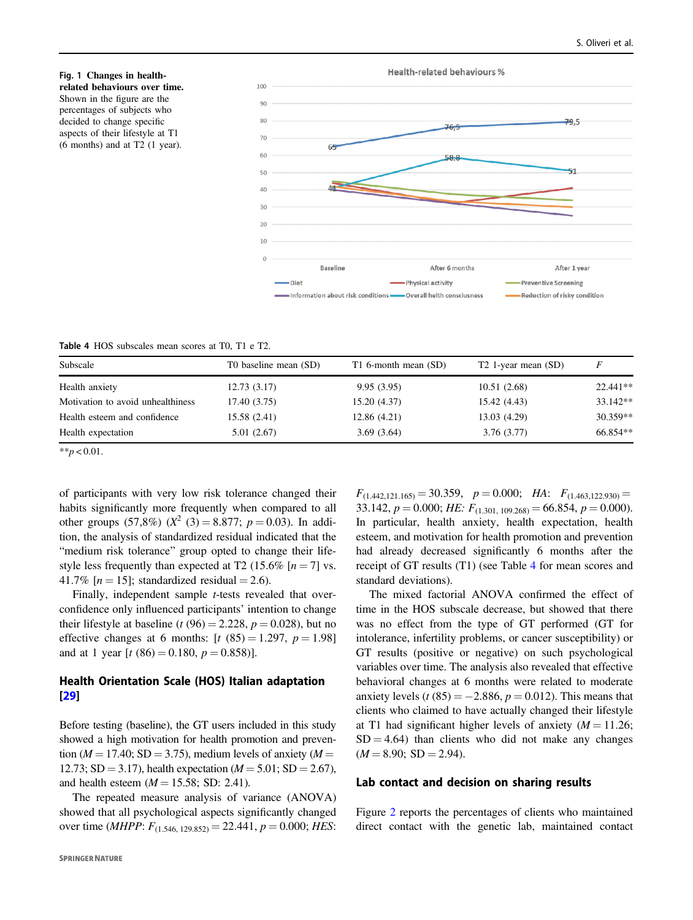**Fig. 1 Changes in health-related behaviours over time.** Shown in the figure are the percentages of subjects who decided to change specific aspects of their lifestyle at T1 (6 months) and at T2 (1 year).

**Table 4** HOS subscales mean scores at T0, T1 e T2.

| Subscale | T0 baseline mean (SD) | T1 6-month mean (SD) | T2 1-year mean (SD) | *F* |
|---|---|---|---|---|
| Health anxiety | 12.73 (3.17) | 9.95 (3.95) | 10.51 (2.68) | 22.441** |
| Motivation to avoid unhealthiness | 17.40 (3.75) | 15.20 (4.37) | 15.42 (4.43) | 33.142** |
| Health esteem and confidence | 15.58 (2.41) | 12.86 (4.21) | 13.03 (4.29) | 30.359** |
| Health expectation | 5.01 (2.67) | 3.69 (3.64) | 3.76 (3.77) | 66.854** |

**$p < 0.01$.

of participants with very low risk tolerance changed their habits significantly more frequently when compared to all other groups (57,8%) ($X^2$ (3) = 8.877; $p = 0.03$). In addition, the analysis of standardized residual indicated that the "medium risk tolerance" group opted to change their lifestyle less frequently than expected at T2 (15.6% [$n = 7$] vs. 41.7% [$n = 15$]; standardized residual = 2.6).

Finally, independent sample *t*-tests revealed that overconfidence only influenced participants' intention to change their lifestyle at baseline ($t$ (96) = 2.228, $p = 0.028$), but no effective changes at 6 months: [$t$ (85) = 1.297, $p = 1.98$] and at 1 year [$t$ (86) = 0.180, $p = 0.858$)].

## Health Orientation Scale (HOS) Italian adaptation [29]

Before testing (baseline), the GT users included in this study showed a high motivation for health promotion and prevention ($M = 17.40$; SD = 3.75), medium levels of anxiety ($M = 12.73$; SD = 3.17), health expectation ($M = 5.01$; SD = 2.67), and health esteem ($M = 15.58$; SD: 2.41).

The repeated measure analysis of variance (ANOVA) showed that all psychological aspects significantly changed over time (*MHPP*: $F_{(1.546,\ 129.852)} = 22.441$, $p = 0.000$; *HES*: $F_{(1.442,121.165)} = 30.359$, $p = 0.000$; *HA*: $F_{(1.463,122.930)} = 33.142$, $p = 0.000$; *HE*: $F_{(1.301,\ 109.268)} = 66.854$, $p = 0.000$). In particular, health anxiety, health expectation, health esteem, and motivation for health promotion and prevention had already decreased significantly 6 months after the receipt of GT results (T1) (see Table 4 for mean scores and standard deviations).

The mixed factorial ANOVA confirmed the effect of time in the HOS subscale decrease, but showed that there was no effect from the type of GT performed (GT for intolerance, infertility problems, or cancer susceptibility) or GT results (positive or negative) on such psychological variables over time. The analysis also revealed that effective behavioral changes at 6 months were related to moderate anxiety levels ($t$ (85) = −2.886, $p = 0.012$). This means that clients who claimed to have actually changed their lifestyle at T1 had significant higher levels of anxiety ($M = 11.26$; SD = 4.64) than clients who did not make any changes ($M = 8.90$; SD = 2.94).

## Lab contact and decision on sharing results

Figure 2 reports the percentages of clients who maintained direct contact with the genetic lab, maintained contact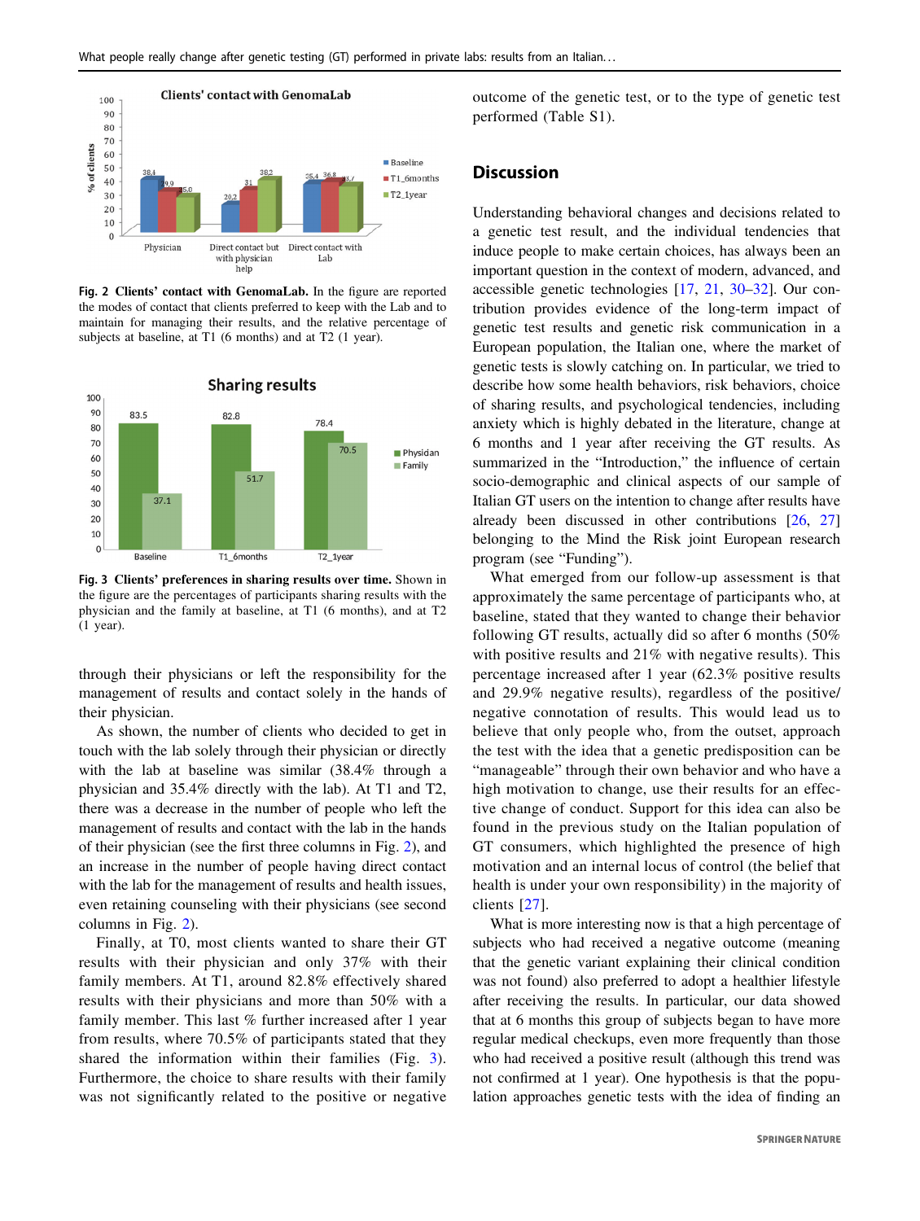Fig. 2 **Clients' contact with GenomaLab.** In the figure are reported the modes of contact that clients preferred to keep with the Lab and to maintain for managing their results, and the relative percentage of subjects at baseline, at T1 (6 months) and at T2 (1 year).

Fig. 3 **Clients' preferences in sharing results over time.** Shown in the figure are the percentages of participants sharing results with the physician and the family at baseline, at T1 (6 months), and at T2 (1 year).

through their physicians or left the responsibility for the management of results and contact solely in the hands of their physician.

As shown, the number of clients who decided to get in touch with the lab solely through their physician or directly with the lab at baseline was similar (38.4% through a physician and 35.4% directly with the lab). At T1 and T2, there was a decrease in the number of people who left the management of results and contact with the lab in the hands of their physician (see the first three columns in Fig. 2), and an increase in the number of people having direct contact with the lab for the management of results and health issues, even retaining counseling with their physicians (see second columns in Fig. 2).

Finally, at T0, most clients wanted to share their GT results with their physician and only 37% with their family members. At T1, around 82.8% effectively shared results with their physicians and more than 50% with a family member. This last % further increased after 1 year from results, where 70.5% of participants stated that they shared the information within their families (Fig. 3). Furthermore, the choice to share results with their family was not significantly related to the positive or negative outcome of the genetic test, or to the type of genetic test performed (Table S1).

## Discussion

Understanding behavioral changes and decisions related to a genetic test result, and the individual tendencies that induce people to make certain choices, has always been an important question in the context of modern, advanced, and accessible genetic technologies [17, 21, 30–32]. Our contribution provides evidence of the long-term impact of genetic test results and genetic risk communication in a European population, the Italian one, where the market of genetic tests is slowly catching on. In particular, we tried to describe how some health behaviors, risk behaviors, choice of sharing results, and psychological tendencies, including anxiety which is highly debated in the literature, change at 6 months and 1 year after receiving the GT results. As summarized in the "Introduction," the influence of certain socio-demographic and clinical aspects of our sample of Italian GT users on the intention to change after results have already been discussed in other contributions [26, 27] belonging to the Mind the Risk joint European research program (see "Funding").

What emerged from our follow-up assessment is that approximately the same percentage of participants who, at baseline, stated that they wanted to change their behavior following GT results, actually did so after 6 months (50% with positive results and 21% with negative results). This percentage increased after 1 year (62.3% positive results and 29.9% negative results), regardless of the positive/negative connotation of results. This would lead us to believe that only people who, from the outset, approach the test with the idea that a genetic predisposition can be "manageable" through their own behavior and who have a high motivation to change, use their results for an effective change of conduct. Support for this idea can also be found in the previous study on the Italian population of GT consumers, which highlighted the presence of high motivation and an internal locus of control (the belief that health is under your own responsibility) in the majority of clients [27].

What is more interesting now is that a high percentage of subjects who had received a negative outcome (meaning that the genetic variant explaining their clinical condition was not found) also preferred to adopt a healthier lifestyle after receiving the results. In particular, our data showed that at 6 months this group of subjects began to have more regular medical checkups, even more frequently than those who had received a positive result (although this trend was not confirmed at 1 year). One hypothesis is that the population approaches genetic tests with the idea of finding an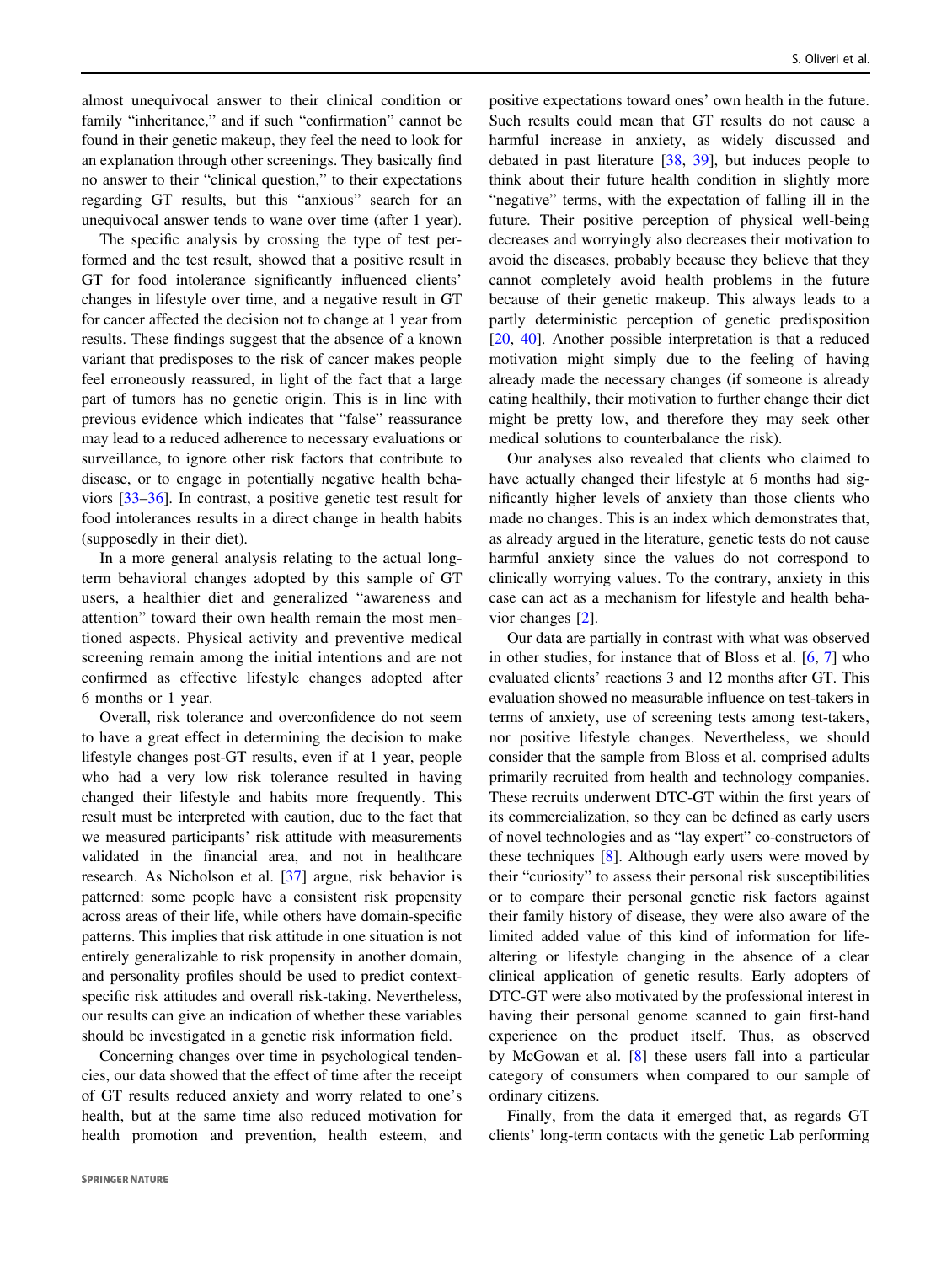almost unequivocal answer to their clinical condition or family "inheritance," and if such "confirmation" cannot be found in their genetic makeup, they feel the need to look for an explanation through other screenings. They basically find no answer to their "clinical question," to their expectations regarding GT results, but this "anxious" search for an unequivocal answer tends to wane over time (after 1 year).

The specific analysis by crossing the type of test performed and the test result, showed that a positive result in GT for food intolerance significantly influenced clients' changes in lifestyle over time, and a negative result in GT for cancer affected the decision not to change at 1 year from results. These findings suggest that the absence of a known variant that predisposes to the risk of cancer makes people feel erroneously reassured, in light of the fact that a large part of tumors has no genetic origin. This is in line with previous evidence which indicates that "false" reassurance may lead to a reduced adherence to necessary evaluations or surveillance, to ignore other risk factors that contribute to disease, or to engage in potentially negative health behaviors [33–36]. In contrast, a positive genetic test result for food intolerances results in a direct change in health habits (supposedly in their diet).

In a more general analysis relating to the actual long-term behavioral changes adopted by this sample of GT users, a healthier diet and generalized "awareness and attention" toward their own health remain the most mentioned aspects. Physical activity and preventive medical screening remain among the initial intentions and are not confirmed as effective lifestyle changes adopted after 6 months or 1 year.

Overall, risk tolerance and overconfidence do not seem to have a great effect in determining the decision to make lifestyle changes post-GT results, even if at 1 year, people who had a very low risk tolerance resulted in having changed their lifestyle and habits more frequently. This result must be interpreted with caution, due to the fact that we measured participants' risk attitude with measurements validated in the financial area, and not in healthcare research. As Nicholson et al. [37] argue, risk behavior is patterned: some people have a consistent risk propensity across areas of their life, while others have domain-specific patterns. This implies that risk attitude in one situation is not entirely generalizable to risk propensity in another domain, and personality profiles should be used to predict context-specific risk attitudes and overall risk-taking. Nevertheless, our results can give an indication of whether these variables should be investigated in a genetic risk information field.

Concerning changes over time in psychological tendencies, our data showed that the effect of time after the receipt of GT results reduced anxiety and worry related to one's health, but at the same time also reduced motivation for health promotion and prevention, health esteem, and positive expectations toward ones' own health in the future. Such results could mean that GT results do not cause a harmful increase in anxiety, as widely discussed and debated in past literature [38, 39], but induces people to think about their future health condition in slightly more "negative" terms, with the expectation of falling ill in the future. Their positive perception of physical well-being decreases and worryingly also decreases their motivation to avoid the diseases, probably because they believe that they cannot completely avoid health problems in the future because of their genetic makeup. This always leads to a partly deterministic perception of genetic predisposition [20, 40]. Another possible interpretation is that a reduced motivation might simply due to the feeling of having already made the necessary changes (if someone is already eating healthily, their motivation to further change their diet might be pretty low, and therefore they may seek other medical solutions to counterbalance the risk).

Our analyses also revealed that clients who claimed to have actually changed their lifestyle at 6 months had significantly higher levels of anxiety than those clients who made no changes. This is an index which demonstrates that, as already argued in the literature, genetic tests do not cause harmful anxiety since the values do not correspond to clinically worrying values. To the contrary, anxiety in this case can act as a mechanism for lifestyle and health behavior changes [2].

Our data are partially in contrast with what was observed in other studies, for instance that of Bloss et al. [6, 7] who evaluated clients' reactions 3 and 12 months after GT. This evaluation showed no measurable influence on test-takers in terms of anxiety, use of screening tests among test-takers, nor positive lifestyle changes. Nevertheless, we should consider that the sample from Bloss et al. comprised adults primarily recruited from health and technology companies. These recruits underwent DTC-GT within the first years of its commercialization, so they can be defined as early users of novel technologies and as "lay expert" co-constructors of these techniques [8]. Although early users were moved by their "curiosity" to assess their personal risk susceptibilities or to compare their personal genetic risk factors against their family history of disease, they were also aware of the limited added value of this kind of information for life-altering or lifestyle changing in the absence of a clear clinical application of genetic results. Early adopters of DTC-GT were also motivated by the professional interest in having their personal genome scanned to gain first-hand experience on the product itself. Thus, as observed by McGowan et al. [8] these users fall into a particular category of consumers when compared to our sample of ordinary citizens.

Finally, from the data it emerged that, as regards GT clients' long-term contacts with the genetic Lab performing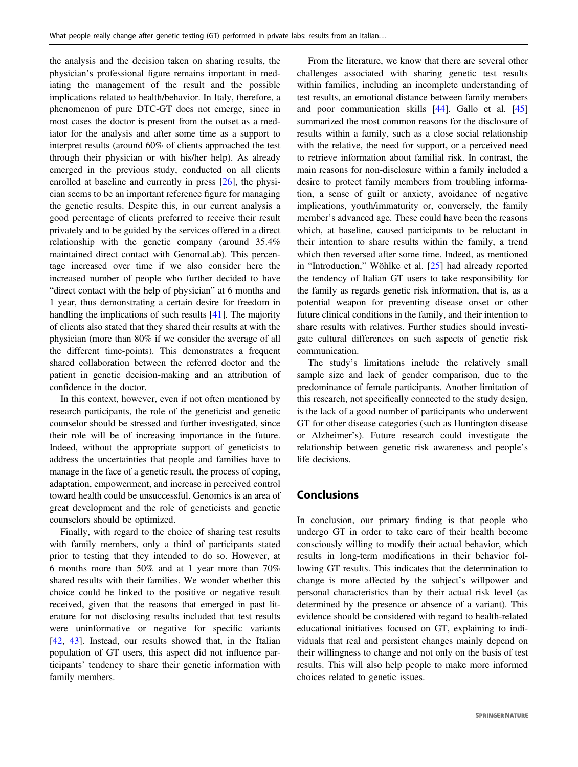the analysis and the decision taken on sharing results, the physician's professional figure remains important in mediating the management of the result and the possible implications related to health/behavior. In Italy, therefore, a phenomenon of pure DTC-GT does not emerge, since in most cases the doctor is present from the outset as a mediator for the analysis and after some time as a support to interpret results (around 60% of clients approached the test through their physician or with his/her help). As already emerged in the previous study, conducted on all clients enrolled at baseline and currently in press [26], the physician seems to be an important reference figure for managing the genetic results. Despite this, in our current analysis a good percentage of clients preferred to receive their result privately and to be guided by the services offered in a direct relationship with the genetic company (around 35.4% maintained direct contact with GenomaLab). This percentage increased over time if we also consider here the increased number of people who further decided to have "direct contact with the help of physician" at 6 months and 1 year, thus demonstrating a certain desire for freedom in handling the implications of such results [41]. The majority of clients also stated that they shared their results at with the physician (more than 80% if we consider the average of all the different time-points). This demonstrates a frequent shared collaboration between the referred doctor and the patient in genetic decision-making and an attribution of confidence in the doctor.

In this context, however, even if not often mentioned by research participants, the role of the geneticist and genetic counselor should be stressed and further investigated, since their role will be of increasing importance in the future. Indeed, without the appropriate support of geneticists to address the uncertainties that people and families have to manage in the face of a genetic result, the process of coping, adaptation, empowerment, and increase in perceived control toward health could be unsuccessful. Genomics is an area of great development and the role of geneticists and genetic counselors should be optimized.

Finally, with regard to the choice of sharing test results with family members, only a third of participants stated prior to testing that they intended to do so. However, at 6 months more than 50% and at 1 year more than 70% shared results with their families. We wonder whether this choice could be linked to the positive or negative result received, given that the reasons that emerged in past literature for not disclosing results included that test results were uninformative or negative for specific variants [42, 43]. Instead, our results showed that, in the Italian population of GT users, this aspect did not influence participants' tendency to share their genetic information with family members.

From the literature, we know that there are several other challenges associated with sharing genetic test results within families, including an incomplete understanding of test results, an emotional distance between family members and poor communication skills [44]. Gallo et al. [45] summarized the most common reasons for the disclosure of results within a family, such as a close social relationship with the relative, the need for support, or a perceived need to retrieve information about familial risk. In contrast, the main reasons for non-disclosure within a family included a desire to protect family members from troubling information, a sense of guilt or anxiety, avoidance of negative implications, youth/immaturity or, conversely, the family member's advanced age. These could have been the reasons which, at baseline, caused participants to be reluctant in their intention to share results within the family, a trend which then reversed after some time. Indeed, as mentioned in "Introduction," Wöhlke et al. [25] had already reported the tendency of Italian GT users to take responsibility for the family as regards genetic risk information, that is, as a potential weapon for preventing disease onset or other future clinical conditions in the family, and their intention to share results with relatives. Further studies should investigate cultural differences on such aspects of genetic risk communication.

The study's limitations include the relatively small sample size and lack of gender comparison, due to the predominance of female participants. Another limitation of this research, not specifically connected to the study design, is the lack of a good number of participants who underwent GT for other disease categories (such as Huntington disease or Alzheimer's). Future research could investigate the relationship between genetic risk awareness and people's life decisions.

## Conclusions

In conclusion, our primary finding is that people who undergo GT in order to take care of their health become consciously willing to modify their actual behavior, which results in long-term modifications in their behavior following GT results. This indicates that the determination to change is more affected by the subject's willpower and personal characteristics than by their actual risk level (as determined by the presence or absence of a variant). This evidence should be considered with regard to health-related educational initiatives focused on GT, explaining to individuals that real and persistent changes mainly depend on their willingness to change and not only on the basis of test results. This will also help people to make more informed choices related to genetic issues.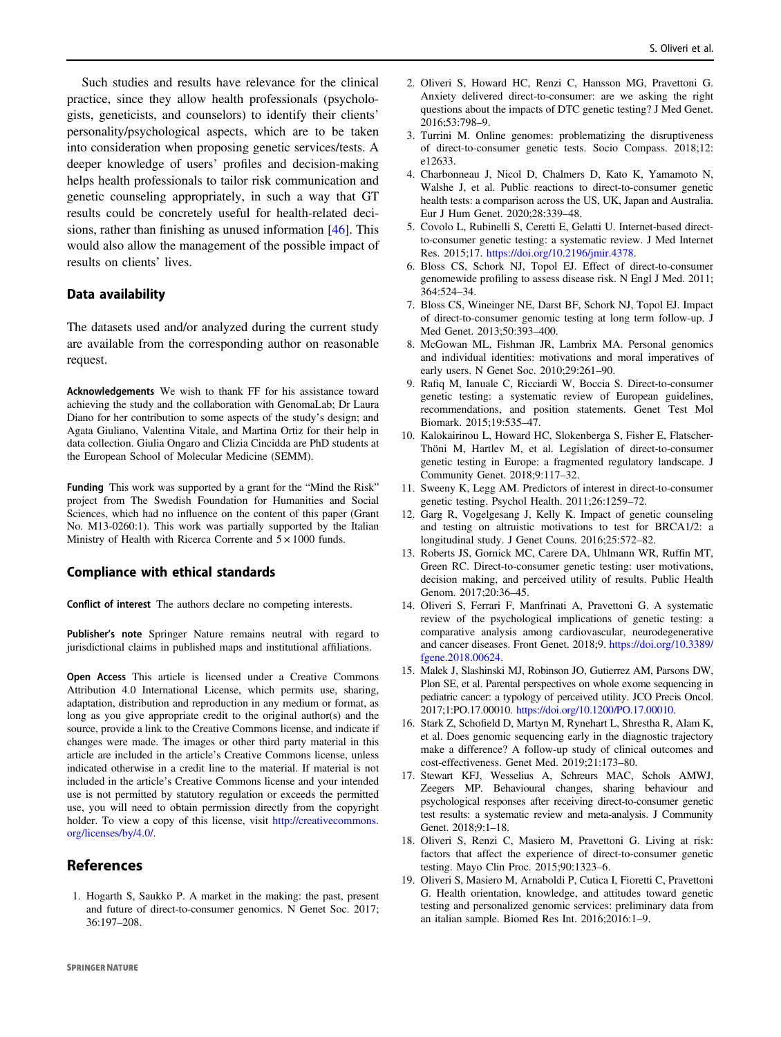Such studies and results have relevance for the clinical practice, since they allow health professionals (psychologists, geneticists, and counselors) to identify their clients' personality/psychological aspects, which are to be taken into consideration when proposing genetic services/tests. A deeper knowledge of users' profiles and decision-making helps health professionals to tailor risk communication and genetic counseling appropriately, in such a way that GT results could be concretely useful for health-related decisions, rather than finishing as unused information [46]. This would also allow the management of the possible impact of results on clients' lives.

## Data availability

The datasets used and/or analyzed during the current study are available from the corresponding author on reasonable request.

**Acknowledgements** We wish to thank FF for his assistance toward achieving the study and the collaboration with GenomaLab; Dr Laura Diano for her contribution to some aspects of the study's design; and Agata Giuliano, Valentina Vitale, and Martina Ortiz for their help in data collection. Giulia Ongaro and Clizia Cincidda are PhD students at the European School of Molecular Medicine (SEMM).

**Funding** This work was supported by a grant for the "Mind the Risk" project from The Swedish Foundation for Humanities and Social Sciences, which had no influence on the content of this paper (Grant No. M13-0260:1). This work was partially supported by the Italian Ministry of Health with Ricerca Corrente and $5 \times 1000$ funds.

## Compliance with ethical standards

**Conflict of interest** The authors declare no competing interests.

**Publisher's note** Springer Nature remains neutral with regard to jurisdictional claims in published maps and institutional affiliations.

**Open Access** This article is licensed under a Creative Commons Attribution 4.0 International License, which permits use, sharing, adaptation, distribution and reproduction in any medium or format, as long as you give appropriate credit to the original author(s) and the source, provide a link to the Creative Commons license, and indicate if changes were made. The images or other third party material in this article are included in the article's Creative Commons license, unless indicated otherwise in a credit line to the material. If material is not included in the article's Creative Commons license and your intended use is not permitted by statutory regulation or exceeds the permitted use, you will need to obtain permission directly from the copyright holder. To view a copy of this license, visit http://creativecommons.org/licenses/by/4.0/.

## References

1. Hogarth S, Saukko P. A market in the making: the past, present and future of direct-to-consumer genomics. N Genet Soc. 2017;36:197–208.
2. Oliveri S, Howard HC, Renzi C, Hansson MG, Pravettoni G. Anxiety delivered direct-to-consumer: are we asking the right questions about the impacts of DTC genetic testing? J Med Genet. 2016;53:798–9.
3. Turrini M. Online genomes: problematizing the disruptiveness of direct-to-consumer genetic tests. Socio Compass. 2018;12:e12633.
4. Charbonneau J, Nicol D, Chalmers D, Kato K, Yamamoto N, Walshe J, et al. Public reactions to direct-to-consumer genetic health tests: a comparison across the US, UK, Japan and Australia. Eur J Hum Genet. 2020;28:339–48.
5. Covolo L, Rubinelli S, Ceretti E, Gelatti U. Internet-based direct-to-consumer genetic testing: a systematic review. J Med Internet Res. 2015;17. https://doi.org/10.2196/jmir.4378.
6. Bloss CS, Schork NJ, Topol EJ. Effect of direct-to-consumer genomewide profiling to assess disease risk. N Engl J Med. 2011;364:524–34.
7. Bloss CS, Wineinger NE, Darst BF, Schork NJ, Topol EJ. Impact of direct-to-consumer genomic testing at long term follow-up. J Med Genet. 2013;50:393–400.
8. McGowan ML, Fishman JR, Lambrix MA. Personal genomics and individual identities: motivations and moral imperatives of early users. N Genet Soc. 2010;29:261–90.
9. Rafiq M, Ianuale C, Ricciardi W, Boccia S. Direct-to-consumer genetic testing: a systematic review of European guidelines, recommendations, and position statements. Genet Test Mol Biomark. 2015;19:535–47.
10. Kalokairinou L, Howard HC, Slokenberga S, Fisher E, Flatscher-Thöni M, Hartlev M, et al. Legislation of direct-to-consumer genetic testing in Europe: a fragmented regulatory landscape. J Community Genet. 2018;9:117–32.
11. Sweeny K, Legg AM. Predictors of interest in direct-to-consumer genetic testing. Psychol Health. 2011;26:1259–72.
12. Garg R, Vogelgesang J, Kelly K. Impact of genetic counseling and testing on altruistic motivations to test for BRCA1/2: a longitudinal study. J Genet Couns. 2016;25:572–82.
13. Roberts JS, Gornick MC, Carere DA, Uhlmann WR, Ruffin MT, Green RC. Direct-to-consumer genetic testing: user motivations, decision making, and perceived utility of results. Public Health Genom. 2017;20:36–45.
14. Oliveri S, Ferrari F, Manfrinati A, Pravettoni G. A systematic review of the psychological implications of genetic testing: a comparative analysis among cardiovascular, neurodegenerative and cancer diseases. Front Genet. 2018;9. https://doi.org/10.3389/fgene.2018.00624.
15. Malek J, Slashinski MJ, Robinson JO, Gutierrez AM, Parsons DW, Plon SE, et al. Parental perspectives on whole exome sequencing in pediatric cancer: a typology of perceived utility. JCO Precis Oncol. 2017;1:PO.17.00010. https://doi.org/10.1200/PO.17.00010.
16. Stark Z, Schofield D, Martyn M, Rynehart L, Shrestha R, Alam K, et al. Does genomic sequencing early in the diagnostic trajectory make a difference? A follow-up study of clinical outcomes and cost-effectiveness. Genet Med. 2019;21:173–80.
17. Stewart KFJ, Wesselius A, Schreurs MAC, Schols AMWJ, Zeegers MP. Behavioural changes, sharing behaviour and psychological responses after receiving direct-to-consumer genetic test results: a systematic review and meta-analysis. J Community Genet. 2018;9:1–18.
18. Oliveri S, Renzi C, Masiero M, Pravettoni G. Living at risk: factors that affect the experience of direct-to-consumer genetic testing. Mayo Clin Proc. 2015;90:1323–6.
19. Oliveri S, Masiero M, Arnaboldi P, Cutica I, Fioretti C, Pravettoni G. Health orientation, knowledge, and attitudes toward genetic testing and personalized genomic services: preliminary data from an italian sample. Biomed Res Int. 2016;2016:1–9.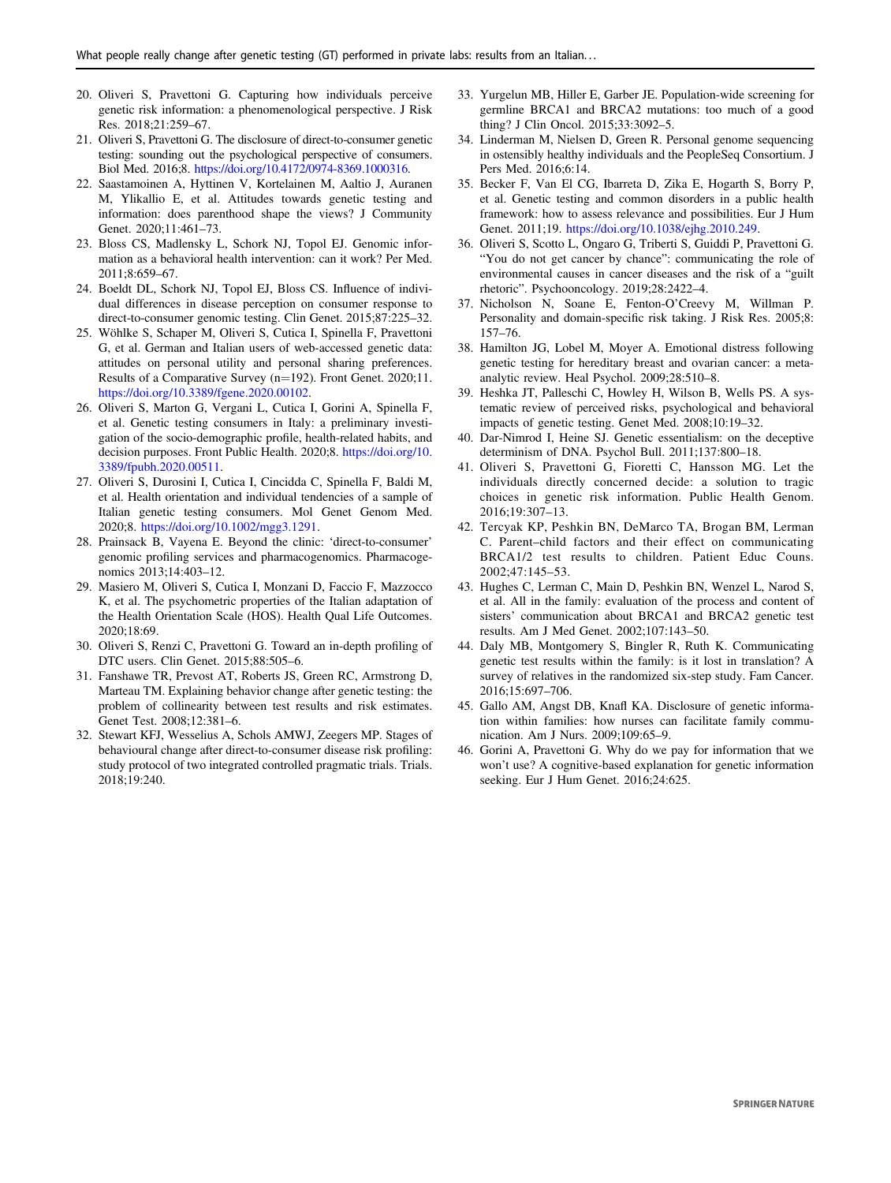20. Oliveri S, Pravettoni G. Capturing how individuals perceive genetic risk information: a phenomenological perspective. J Risk Res. 2018;21:259–67.
21. Oliveri S, Pravettoni G. The disclosure of direct-to-consumer genetic testing: sounding out the psychological perspective of consumers. Biol Med. 2016;8. https://doi.org/10.4172/0974-8369.1000316.
22. Saastamoinen A, Hyttinen V, Kortelainen M, Aaltio J, Auranen M, Ylikallio E, et al. Attitudes towards genetic testing and information: does parenthood shape the views? J Community Genet. 2020;11:461–73.
23. Bloss CS, Madlensky L, Schork NJ, Topol EJ. Genomic information as a behavioral health intervention: can it work? Per Med. 2011;8:659–67.
24. Boeldt DL, Schork NJ, Topol EJ, Bloss CS. Influence of individual differences in disease perception on consumer response to direct-to-consumer genomic testing. Clin Genet. 2015;87:225–32.
25. Wöhlke S, Schaper M, Oliveri S, Cutica I, Spinella F, Pravettoni G, et al. German and Italian users of web-accessed genetic data: attitudes on personal utility and personal sharing preferences. Results of a Comparative Survey (n=192). Front Genet. 2020;11. https://doi.org/10.3389/fgene.2020.00102.
26. Oliveri S, Marton G, Vergani L, Cutica I, Gorini A, Spinella F, et al. Genetic testing consumers in Italy: a preliminary investigation of the socio-demographic profile, health-related habits, and decision purposes. Front Public Health. 2020;8. https://doi.org/10.3389/fpubh.2020.00511.
27. Oliveri S, Durosini I, Cutica I, Cincidda C, Spinella F, Baldi M, et al. Health orientation and individual tendencies of a sample of Italian genetic testing consumers. Mol Genet Genom Med. 2020;8. https://doi.org/10.1002/mgg3.1291.
28. Prainsack B, Vayena E. Beyond the clinic: 'direct-to-consumer' genomic profiling services and pharmacogenomics. Pharmacogenomics 2013;14:403–12.
29. Masiero M, Oliveri S, Cutica I, Monzani D, Faccio F, Mazzocco K, et al. The psychometric properties of the Italian adaptation of the Health Orientation Scale (HOS). Health Qual Life Outcomes. 2020;18:69.
30. Oliveri S, Renzi C, Pravettoni G. Toward an in-depth profiling of DTC users. Clin Genet. 2015;88:505–6.
31. Fanshawe TR, Prevost AT, Roberts JS, Green RC, Armstrong D, Marteau TM. Explaining behavior change after genetic testing: the problem of collinearity between test results and risk estimates. Genet Test. 2008;12:381–6.
32. Stewart KFJ, Wesselius A, Schols AMWJ, Zeegers MP. Stages of behavioural change after direct-to-consumer disease risk profiling: study protocol of two integrated controlled pragmatic trials. Trials. 2018;19:240.
33. Yurgelun MB, Hiller E, Garber JE. Population-wide screening for germline BRCA1 and BRCA2 mutations: too much of a good thing? J Clin Oncol. 2015;33:3092–5.
34. Linderman M, Nielsen D, Green R. Personal genome sequencing in ostensibly healthy individuals and the PeopleSeq Consortium. J Pers Med. 2016;6:14.
35. Becker F, Van El CG, Ibarreta D, Zika E, Hogarth S, Borry P, et al. Genetic testing and common disorders in a public health framework: how to assess relevance and possibilities. Eur J Hum Genet. 2011;19. https://doi.org/10.1038/ejhg.2010.249.
36. Oliveri S, Scotto L, Ongaro G, Triberti S, Guiddi P, Pravettoni G. "You do not get cancer by chance": communicating the role of environmental causes in cancer diseases and the risk of a "guilt rhetoric". Psychooncology. 2019;28:2422–4.
37. Nicholson N, Soane E, Fenton-O'Creevy M, Willman P. Personality and domain-specific risk taking. J Risk Res. 2005;8:157–76.
38. Hamilton JG, Lobel M, Moyer A. Emotional distress following genetic testing for hereditary breast and ovarian cancer: a meta-analytic review. Heal Psychol. 2009;28:510–8.
39. Heshka JT, Palleschi C, Howley H, Wilson B, Wells PS. A systematic review of perceived risks, psychological and behavioral impacts of genetic testing. Genet Med. 2008;10:19–32.
40. Dar-Nimrod I, Heine SJ. Genetic essentialism: on the deceptive determinism of DNA. Psychol Bull. 2011;137:800–18.
41. Oliveri S, Pravettoni G, Fioretti C, Hansson MG. Let the individuals directly concerned decide: a solution to tragic choices in genetic risk information. Public Health Genom. 2016;19:307–13.
42. Tercyak KP, Peshkin BN, DeMarco TA, Brogan BM, Lerman C. Parent–child factors and their effect on communicating BRCA1/2 test results to children. Patient Educ Couns. 2002;47:145–53.
43. Hughes C, Lerman C, Main D, Peshkin BN, Wenzel L, Narod S, et al. All in the family: evaluation of the process and content of sisters' communication about BRCA1 and BRCA2 genetic test results. Am J Med Genet. 2002;107:143–50.
44. Daly MB, Montgomery S, Bingler R, Ruth K. Communicating genetic test results within the family: is it lost in translation? A survey of relatives in the randomized six-step study. Fam Cancer. 2016;15:697–706.
45. Gallo AM, Angst DB, Knafl KA. Disclosure of genetic information within families: how nurses can facilitate family communication. Am J Nurs. 2009;109:65–9.
46. Gorini A, Pravettoni G. Why do we pay for information that we won't use? A cognitive-based explanation for genetic information seeking. Eur J Hum Genet. 2016;24:625.